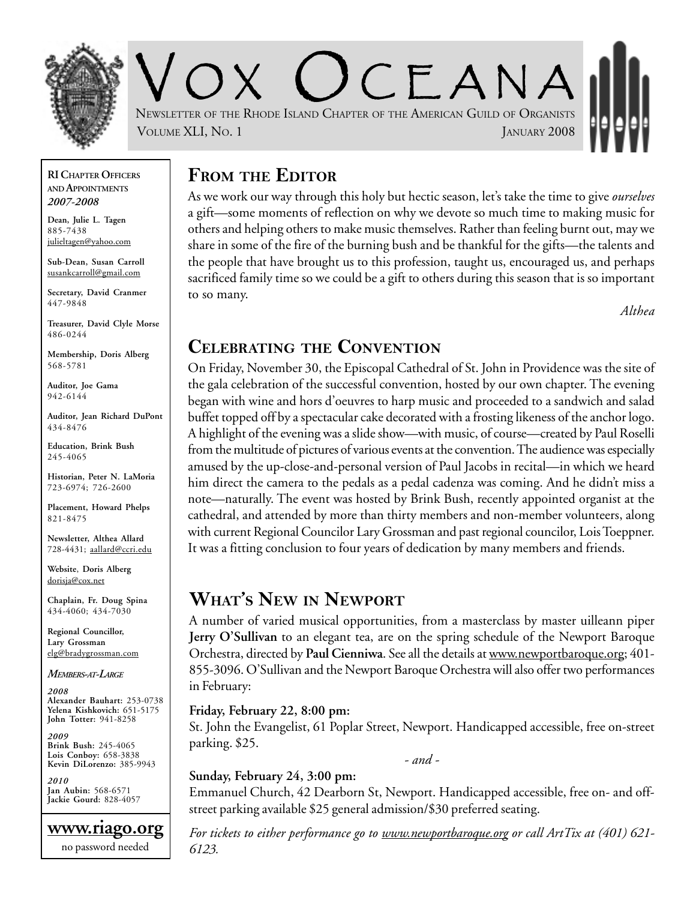# Vox Oceana

Newsletter of the Rhode Island Chapter of the American Guild of Organists

Volume XLI, No. 1 — January 2008

**RI Chapter Officers and Appointments**
***2007-2008***

**Dean, Julie L. Tagen**
885-7438
julieltagen@yahoo.com

**Sub-Dean, Susan Carroll**
susankcarroll@gmail.com

**Secretary, David Cranmer**
447-9848

**Treasurer, David Clyle Morse**
486-0244

**Membership, Doris Alberg**
568-5781

**Auditor, Joe Gama**
942-6144

**Auditor, Jean Richard DuPont**
434-8476

**Education, Brink Bush**
245-4065

**Historian, Peter N. LaMoria**
723-6974; 726-2600

**Placement, Howard Phelps**
821-8475

**Newsletter, Althea Allard**
728-4431; aallard@ccri.edu

**Website, Doris Alberg**
dorisja@cox.net

**Chaplain, Fr. Doug Spina**
434-4060; 434-7030

**Regional Councillor, Lary Grossman**
elg@bradygrossman.com

***Members-at-Large***

***2008***
**Alexander Bauhart:** 253-0738
**Yelena Kishkovich:** 651-5175
**John Totter:** 941-8258

***2009***
**Brink Bush:** 245-4065
**Lois Conboy:** 658-3838
**Kevin DiLorenzo:** 385-9943

***2010***
**Jan Aubin:** 568-6571
**Jackie Gourd:** 828-4057

**www.riago.org**
no password needed

## From the Editor

As we work our way through this holy but hectic season, let's take the time to give *ourselves* a gift—some moments of reflection on why we devote so much time to making music for others and helping others to make music themselves. Rather than feeling burnt out, may we share in some of the fire of the burning bush and be thankful for the gifts—the talents and the people that have brought us to this profession, taught us, encouraged us, and perhaps sacrificed family time so we could be a gift to others during this season that is so important to so many.

*Althea*

## Celebrating the Convention

On Friday, November 30, the Episcopal Cathedral of St. John in Providence was the site of the gala celebration of the successful convention, hosted by our own chapter. The evening began with wine and hors d'oeuvres to harp music and proceeded to a sandwich and salad buffet topped off by a spectacular cake decorated with a frosting likeness of the anchor logo. A highlight of the evening was a slide show—with music, of course—created by Paul Roselli from the multitude of pictures of various events at the convention. The audience was especially amused by the up-close-and-personal version of Paul Jacobs in recital—in which we heard him direct the camera to the pedals as a pedal cadenza was coming. And he didn't miss a note—naturally. The event was hosted by Brink Bush, recently appointed organist at the cathedral, and attended by more than thirty members and non-member volunteers, along with current Regional Councilor Lary Grossman and past regional councilor, Lois Toeppner. It was a fitting conclusion to four years of dedication by many members and friends.

## What's New in Newport

A number of varied musical opportunities, from a masterclass by master uilleann piper **Jerry O'Sullivan** to an elegant tea, are on the spring schedule of the Newport Baroque Orchestra, directed by **Paul Cienniwa**. See all the details at www.newportbaroque.org; 401-855-3096. O'Sullivan and the Newport Baroque Orchestra will also offer two performances in February:

**Friday, February 22, 8:00 pm:**
St. John the Evangelist, 61 Poplar Street, Newport. Handicapped accessible, free on-street parking. $25.

*- and -*

**Sunday, February 24, 3:00 pm:**
Emmanuel Church, 42 Dearborn St, Newport. Handicapped accessible, free on- and off-street parking available $25 general admission/$30 preferred seating.

*For tickets to either performance go to www.newportbaroque.org or call ArtTix at (401) 621-6123.*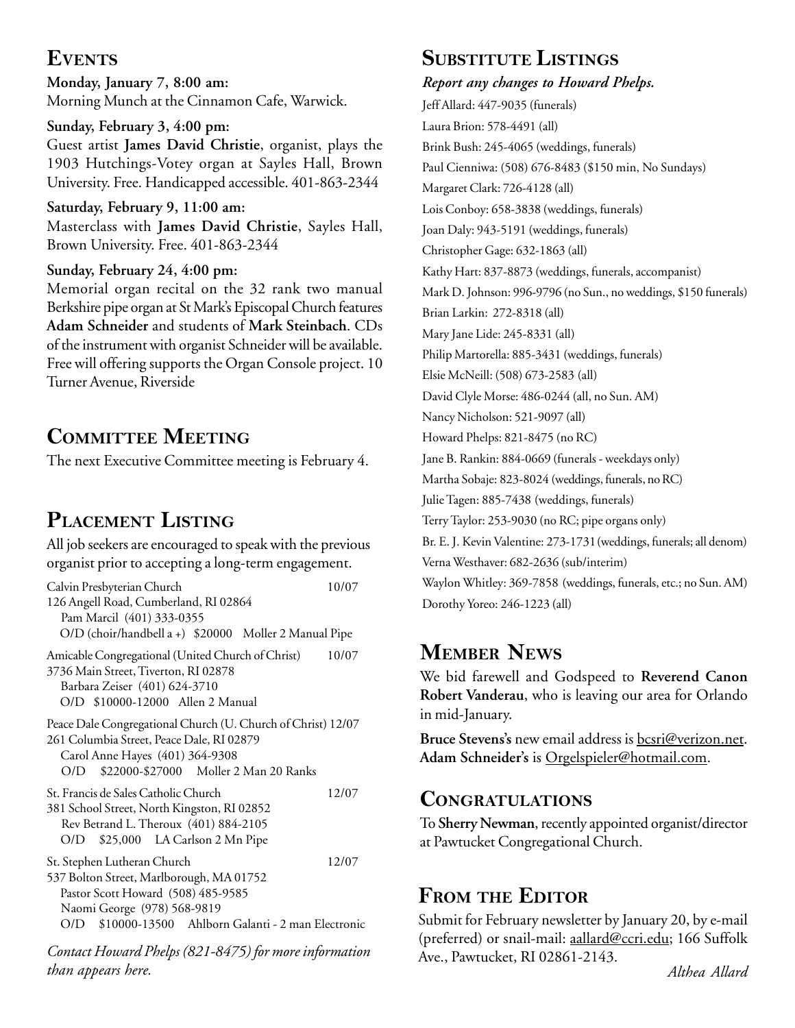## Events

**Monday, January 7, 8:00 am:**
Morning Munch at the Cinnamon Cafe, Warwick.

**Sunday, February 3, 4:00 pm:**
Guest artist **James David Christie**, organist, plays the 1903 Hutchings-Votey organ at Sayles Hall, Brown University. Free. Handicapped accessible. 401-863-2344

**Saturday, February 9, 11:00 am:**
Masterclass with **James David Christie**, Sayles Hall, Brown University. Free. 401-863-2344

**Sunday, February 24, 4:00 pm:**
Memorial organ recital on the 32 rank two manual Berkshire pipe organ at St Mark's Episcopal Church features **Adam Schneider** and students of **Mark Steinbach**. CDs of the instrument with organist Schneider will be available. Free will offering supports the Organ Console project. 10 Turner Avenue, Riverside

## Committee Meeting

The next Executive Committee meeting is February 4.

## Placement Listing

All job seekers are encouraged to speak with the previous organist prior to accepting a long-term engagement.

Calvin Presbyterian Church — 10/07
126 Angell Road, Cumberland, RI 02864
Pam Marcil (401) 333-0355
O/D (choir/handbell a +) $20000 Moller 2 Manual Pipe

Amicable Congregational (United Church of Christ) — 10/07
3736 Main Street, Tiverton, RI 02878
Barbara Zeiser (401) 624-3710
O/D $10000-12000 Allen 2 Manual

Peace Dale Congregational Church (U. Church of Christ) 12/07
261 Columbia Street, Peace Dale, RI 02879
Carol Anne Hayes (401) 364-9308
O/D $22000-$27000 Moller 2 Man 20 Ranks

St. Francis de Sales Catholic Church — 12/07
381 School Street, North Kingston, RI 02852
Rev Betrand L. Theroux (401) 884-2105
O/D $25,000 LA Carlson 2 Mn Pipe

St. Stephen Lutheran Church — 12/07
537 Bolton Street, Marlborough, MA 01752
Pastor Scott Howard (508) 485-9585
Naomi George (978) 568-9819
O/D $10000-13500 Ahlborn Galanti - 2 man Electronic

*Contact Howard Phelps (821-8475) for more information than appears here.*

## Substitute Listings

***Report any changes to Howard Phelps.***

Jeff Allard: 447-9035 (funerals)
Laura Brion: 578-4491 (all)
Brink Bush: 245-4065 (weddings, funerals)
Paul Cienniwa: (508) 676-8483 ($150 min, No Sundays)
Margaret Clark: 726-4128 (all)
Lois Conboy: 658-3838 (weddings, funerals)
Joan Daly: 943-5191 (weddings, funerals)
Christopher Gage: 632-1863 (all)
Kathy Hart: 837-8873 (weddings, funerals, accompanist)
Mark D. Johnson: 996-9796 (no Sun., no weddings, $150 funerals)
Brian Larkin: 272-8318 (all)
Mary Jane Lide: 245-8331 (all)
Philip Martorella: 885-3431 (weddings, funerals)
Elsie McNeill: (508) 673-2583 (all)
David Clyle Morse: 486-0244 (all, no Sun. AM)
Nancy Nicholson: 521-9097 (all)
Howard Phelps: 821-8475 (no RC)
Jane B. Rankin: 884-0669 (funerals - weekdays only)
Martha Sobaje: 823-8024 (weddings, funerals, no RC)
Julie Tagen: 885-7438 (weddings, funerals)
Terry Taylor: 253-9030 (no RC; pipe organs only)
Br. E. J. Kevin Valentine: 273-1731 (weddings, funerals; all denom)
Verna Westhaver: 682-2636 (sub/interim)
Waylon Whitley: 369-7858 (weddings, funerals, etc.; no Sun. AM)
Dorothy Yoreo: 246-1223 (all)

## Member News

We bid farewell and Godspeed to **Reverend Canon Robert Vanderau**, who is leaving our area for Orlando in mid-January.

**Bruce Stevens's** new email address is bcsri@verizon.net. **Adam Schneider's** is Orgelspieler@hotmail.com.

## Congratulations

To **Sherry Newman**, recently appointed organist/director at Pawtucket Congregational Church.

## From the Editor

Submit for February newsletter by January 20, by e-mail (preferred) or snail-mail: aallard@ccri.edu; 166 Suffolk Ave., Pawtucket, RI 02861-2143.

*Althea Allard*